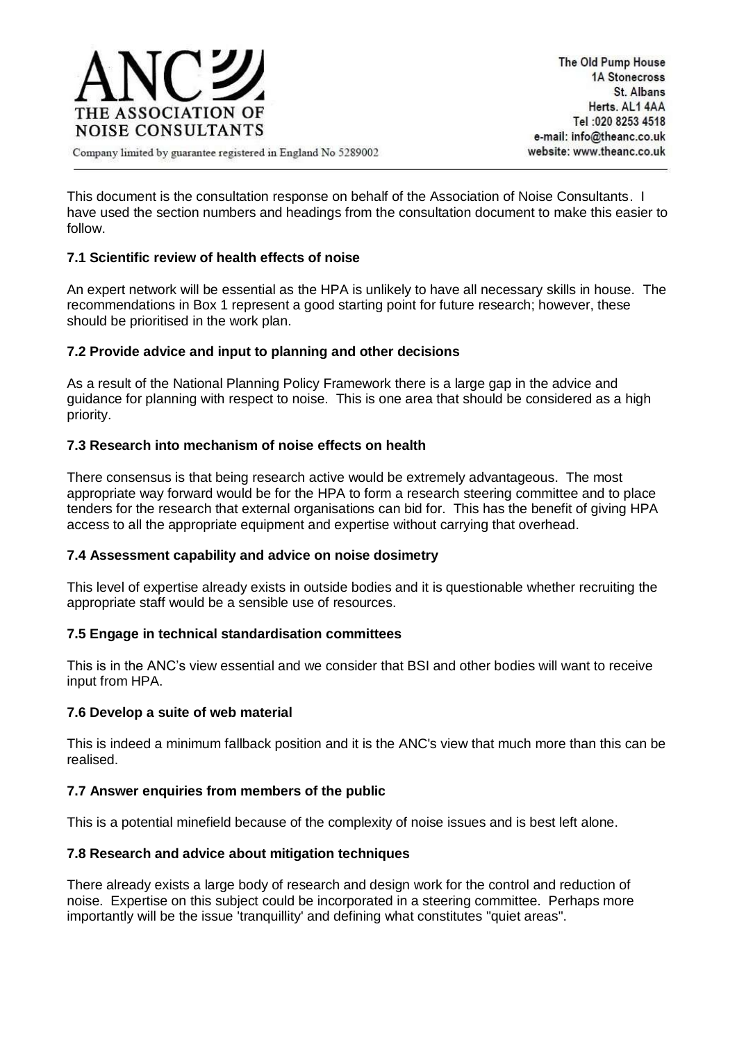# ANC THE ASSOCIATION OF NOISE CONSULTANTS

Company limited by guarantee registered in England No 5289002

The Old Pump House
1A Stonecross
St. Albans
Herts. AL1 4AA
Tel :020 8253 4518
e-mail: info@theanc.co.uk
website: www.theanc.co.uk

---

This document is the consultation response on behalf of the Association of Noise Consultants. I have used the section numbers and headings from the consultation document to make this easier to follow.

### 7.1 Scientific review of health effects of noise

An expert network will be essential as the HPA is unlikely to have all necessary skills in house. The recommendations in Box 1 represent a good starting point for future research; however, these should be prioritised in the work plan.

### 7.2 Provide advice and input to planning and other decisions

As a result of the National Planning Policy Framework there is a large gap in the advice and guidance for planning with respect to noise. This is one area that should be considered as a high priority.

### 7.3 Research into mechanism of noise effects on health

There consensus is that being research active would be extremely advantageous. The most appropriate way forward would be for the HPA to form a research steering committee and to place tenders for the research that external organisations can bid for. This has the benefit of giving HPA access to all the appropriate equipment and expertise without carrying that overhead.

### 7.4 Assessment capability and advice on noise dosimetry

This level of expertise already exists in outside bodies and it is questionable whether recruiting the appropriate staff would be a sensible use of resources.

### 7.5 Engage in technical standardisation committees

This is in the ANC's view essential and we consider that BSI and other bodies will want to receive input from HPA.

### 7.6 Develop a suite of web material

This is indeed a minimum fallback position and it is the ANC's view that much more than this can be realised.

### 7.7 Answer enquiries from members of the public

This is a potential minefield because of the complexity of noise issues and is best left alone.

### 7.8 Research and advice about mitigation techniques

There already exists a large body of research and design work for the control and reduction of noise. Expertise on this subject could be incorporated in a steering committee. Perhaps more importantly will be the issue 'tranquillity' and defining what constitutes "quiet areas".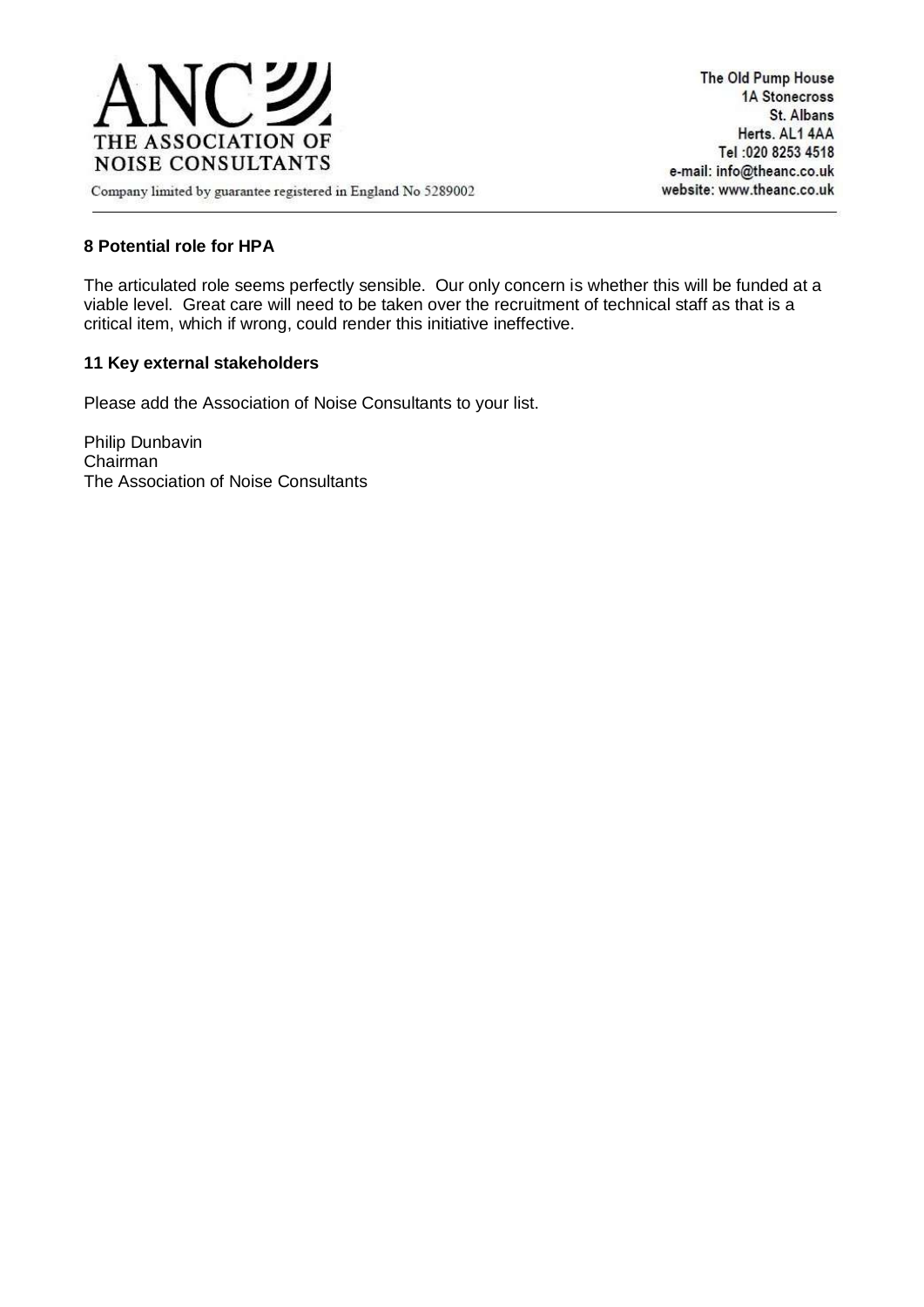**8 Potential role for HPA**

The articulated role seems perfectly sensible. Our only concern is whether this will be funded at a viable level. Great care will need to be taken over the recruitment of technical staff as that is a critical item, which if wrong, could render this initiative ineffective.

**11 Key external stakeholders**

Please add the Association of Noise Consultants to your list.

Philip Dunbavin
Chairman
The Association of Noise Consultants